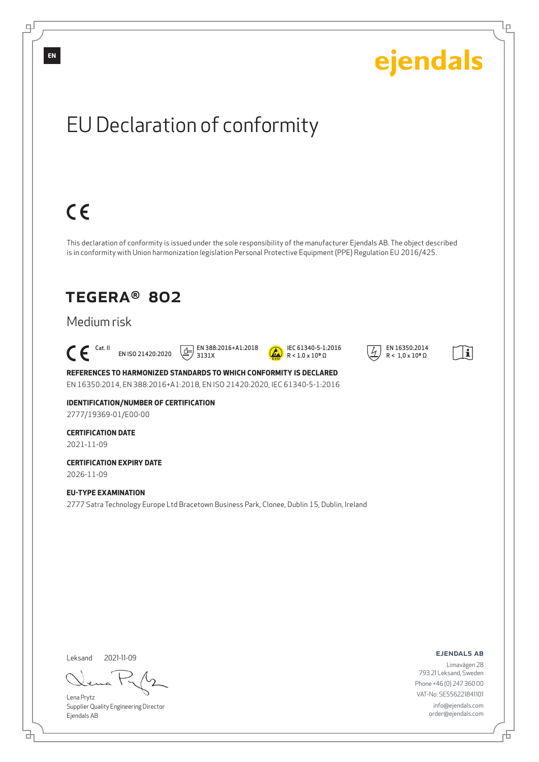EN

ejendals

# EU Declaration of conformity

CE

This declaration of conformity is issued under the sole responsibility of the manufacturer Ejendals AB. The object described is in conformity with Union harmonization legislation Personal Protective Equipment (PPE) Regulation EU 2016/425.

## TEGERA® 802

Medium risk

CE Cat. II EN ISO 21420:2020 EN 388:2016+A1:2018 3131X IEC 61340-5-1:2016 R < 1.0 x $10^9$ Ω EN 16350:2014 R < 1,0 x $10^8$ Ω

**REFERENCES TO HARMONIZED STANDARDS TO WHICH CONFORMITY IS DECLARED**
EN 16350:2014, EN 388:2016+A1:2018, EN ISO 21420:2020, IEC 61340-5-1:2016

**IDENTIFICATION/NUMBER OF CERTIFICATION**
2777/19369-01/E00-00

**CERTIFICATION DATE**
2021-11-09

**CERTIFICATION EXPIRY DATE**
2026-11-09

**EU-TYPE EXAMINATION**
2777 Satra Technology Europe Ltd Bracetown Business Park, Clonee, Dublin 15, Dublin, Ireland

Leksand 2021-11-09

Lena Prytz
Supplier Quality Engineering Director
Ejendals AB

**EJENDALS AB**
Limavägen 28
793 21 Leksand, Sweden
Phone +46 (0) 247 360 00
VAT-No: SE556221841101
info@ejendals.com
order@ejendals.com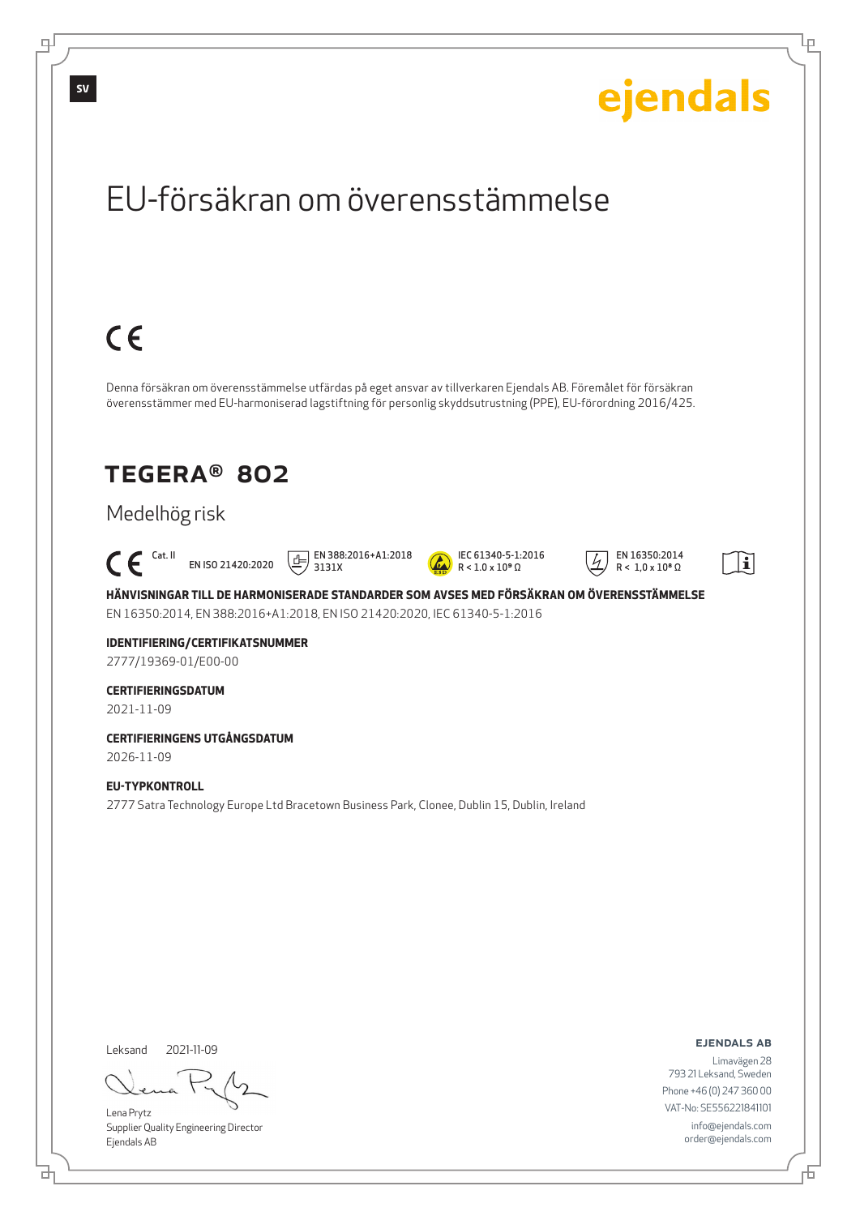SV

ejendals

# EU-försäkran om överensstämmelse

CE

Denna försäkran om överensstämmelse utfärdas på eget ansvar av tillverkaren Ejendals AB. Föremålet för försäkran överensstämmer med EU-harmoniserad lagstiftning för personlig skyddsutrustning (PPE), EU-förordning 2016/425.

## TEGERA® 802

### Medelhög risk

CE Cat. II EN ISO 21420:2020 EN 388:2016+A1:2018 3131X IEC 61340-5-1:2016 R < 1.0 x $10^9$ Ω EN 16350:2014 R < 1,0 x $10^8$ Ω

**HÄNVISNINGAR TILL DE HARMONISERADE STANDARDER SOM AVSES MED FÖRSÄKRAN OM ÖVERENSSTÄMMELSE**
EN 16350:2014, EN 388:2016+A1:2018, EN ISO 21420:2020, IEC 61340-5-1:2016

**IDENTIFIERING/CERTIFIKATSNUMMER**
2777/19369-01/E00-00

**CERTIFIERINGSDATUM**
2021-11-09

**CERTIFIERINGENS UTGÅNGSDATUM**
2026-11-09

**EU-TYPKONTROLL**
2777 Satra Technology Europe Ltd Bracetown Business Park, Clonee, Dublin 15, Dublin, Ireland

Leksand 2021-11-09

Lena Prytz
Supplier Quality Engineering Director
Ejendals AB

**EJENDALS AB**
Limavägen 28
793 21 Leksand, Sweden
Phone +46 (0) 247 360 00
VAT-No: SE556221841101
info@ejendals.com
order@ejendals.com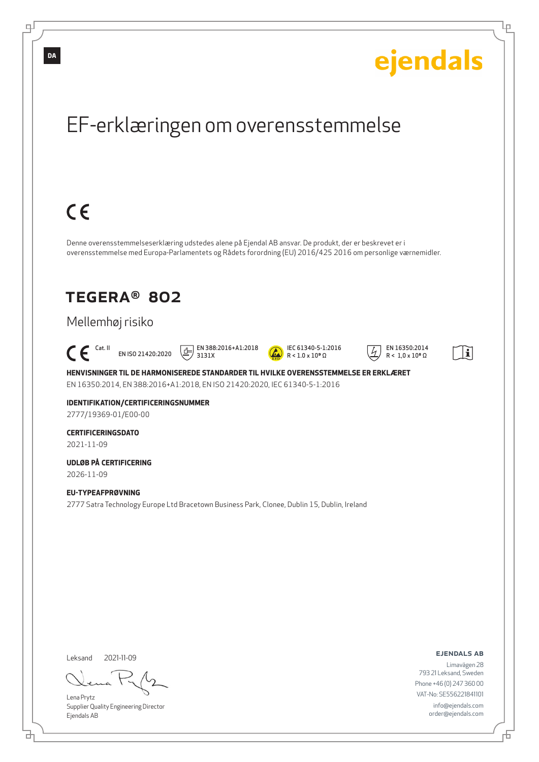DA

ejendals

# EF-erklæringen om overensstemmelse

CE

Denne overensstemmelseserklæring udstedes alene på Ejendal AB ansvar. De produkt, der er beskrevet er i overensstemmelse med Europa-Parlamentets og Rådets forordning (EU) 2016/425 2016 om personlige værnemidler.

## TEGERA® 802

### Mellemhøj risiko

CE Cat. II | EN ISO 21420:2020 | EN 388:2016+A1:2018 3131X | IEC 61340-5-1:2016 R < 1.0 x $10^9$ Ω | EN 16350:2014 R < 1,0 x $10^8$ Ω

**HENVISNINGER TIL DE HARMONISEREDE STANDARDER TIL HVILKE OVERENSSTEMMELSE ER ERKLÆRET**

EN 16350:2014, EN 388:2016+A1:2018, EN ISO 21420:2020, IEC 61340-5-1:2016

**IDENTIFIKATION/CERTIFICERINGSNUMMER**

2777/19369-01/E00-00

**CERTIFICERINGSDATO**

2021-11-09

**UDLØB PÅ CERTIFICERING**

2026-11-09

**EU-TYPEAFPRØVNING**

2777 Satra Technology Europe Ltd Bracetown Business Park, Clonee, Dublin 15, Dublin, Ireland

Leksand 2021-11-09

Lena Prytz
Supplier Quality Engineering Director
Ejendals AB

**EJENDALS AB**

Limavägen 28
793 21 Leksand, Sweden
Phone +46 (0) 247 360 00
VAT-No: SE556221841101
info@ejendals.com
order@ejendals.com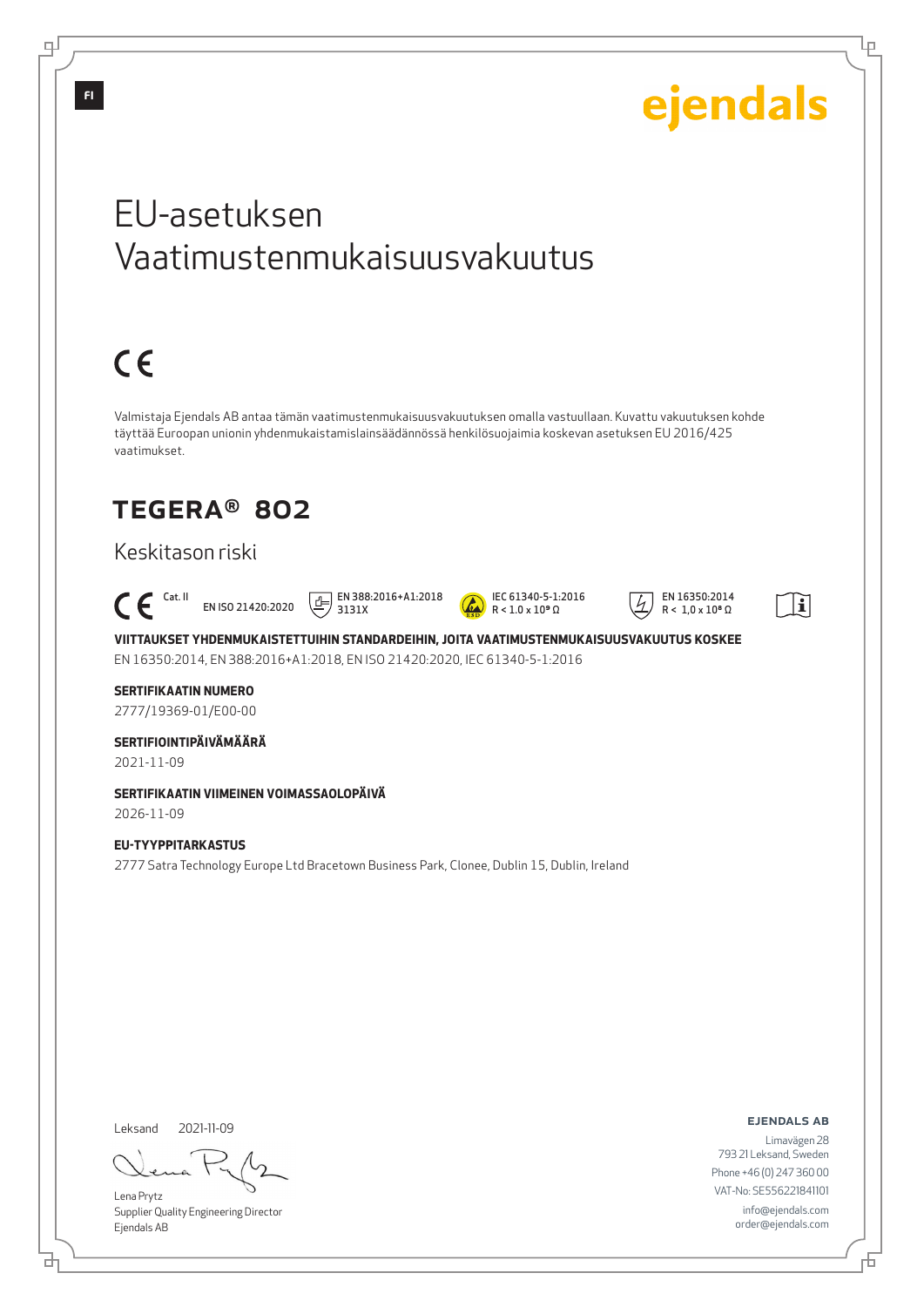FI

ejendals

# EU-asetuksen Vaatimustenmukaisuusvakuutus

CE

Valmistaja Ejendals AB antaa tämän vaatimustenmukaisuusvakuutuksen omalla vastuullaan. Kuvattu vakuutuksen kohde täyttää Euroopan unionin yhdenmukaistamislainsäädännössä henkilösuojaimia koskevan asetuksen EU 2016/425 vaatimukset.

## TEGERA® 802

Keskitason riski

CE Cat. II | EN ISO 21420:2020 | EN 388:2016+A1:2018 3131X | IEC 61340-5-1:2016 $R < 1.0 \times 10^9\ \Omega$ | EN 16350:2014 $R < 1,0 \times 10^8\ \Omega$

**VIITTAUKSET YHDENMUKAISTETTUIHIN STANDARDEIHIN, JOITA VAATIMUSTENMUKAISUUSVAKUUTUS KOSKEE**

EN 16350:2014, EN 388:2016+A1:2018, EN ISO 21420:2020, IEC 61340-5-1:2016

**SERTIFIKAATIN NUMERO**

2777/19369-01/E00-00

**SERTIFIOINTIPÄIVÄMÄÄRÄ**

2021-11-09

**SERTIFIKAATIN VIIMEINEN VOIMASSAOLOPÄIVÄ**

2026-11-09

**EU-TYYPPITARKASTUS**

2777 Satra Technology Europe Ltd Bracetown Business Park, Clonee, Dublin 15, Dublin, Ireland

Leksand 2021-11-09

Lena Prytz
Supplier Quality Engineering Director
Ejendals AB

**EJENDALS AB**
Limavägen 28
793 21 Leksand, Sweden
Phone +46 (0) 247 360 00
VAT-No: SE556221841101
info@ejendals.com
order@ejendals.com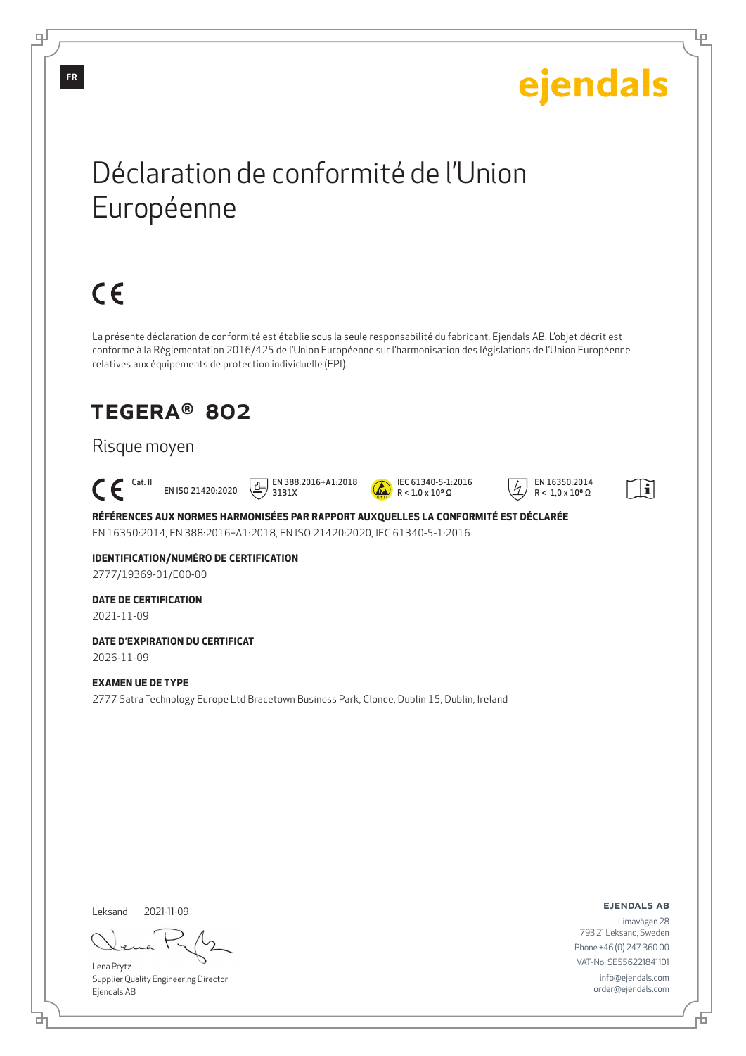FR

ejendals

# Déclaration de conformité de l'Union Européenne

CE

La présente déclaration de conformité est établie sous la seule responsabilité du fabricant, Ejendals AB. L'objet décrit est conforme à la Règlementation 2016/425 de l'Union Européenne sur l'harmonisation des législations de l'Union Européenne relatives aux équipements de protection individuelle (EPI).

## TEGERA® 802

Risque moyen

CE Cat. II EN ISO 21420:2020 EN 388:2016+A1:2018 3131X IEC 61340-5-1:2016 $R < 1.0 \times 10^9\ \Omega$ EN 16350:2014 $R < 1,0 \times 10^8\ \Omega$

**RÉFÉRENCES AUX NORMES HARMONISÉES PAR RAPPORT AUXQUELLES LA CONFORMITÉ EST DÉCLARÉE**

EN 16350:2014, EN 388:2016+A1:2018, EN ISO 21420:2020, IEC 61340-5-1:2016

**IDENTIFICATION/NUMÉRO DE CERTIFICATION**

2777/19369-01/E00-00

**DATE DE CERTIFICATION**

2021-11-09

**DATE D'EXPIRATION DU CERTIFICAT**

2026-11-09

**EXAMEN UE DE TYPE**

2777 Satra Technology Europe Ltd Bracetown Business Park, Clonee, Dublin 15, Dublin, Ireland

Leksand 2021-11-09

Lena Prytz
Supplier Quality Engineering Director
Ejendals AB

**EJENDALS AB**
Limavägen 28
793 21 Leksand, Sweden
Phone +46 (0) 247 360 00
VAT-No: SE556221841101
info@ejendals.com
order@ejendals.com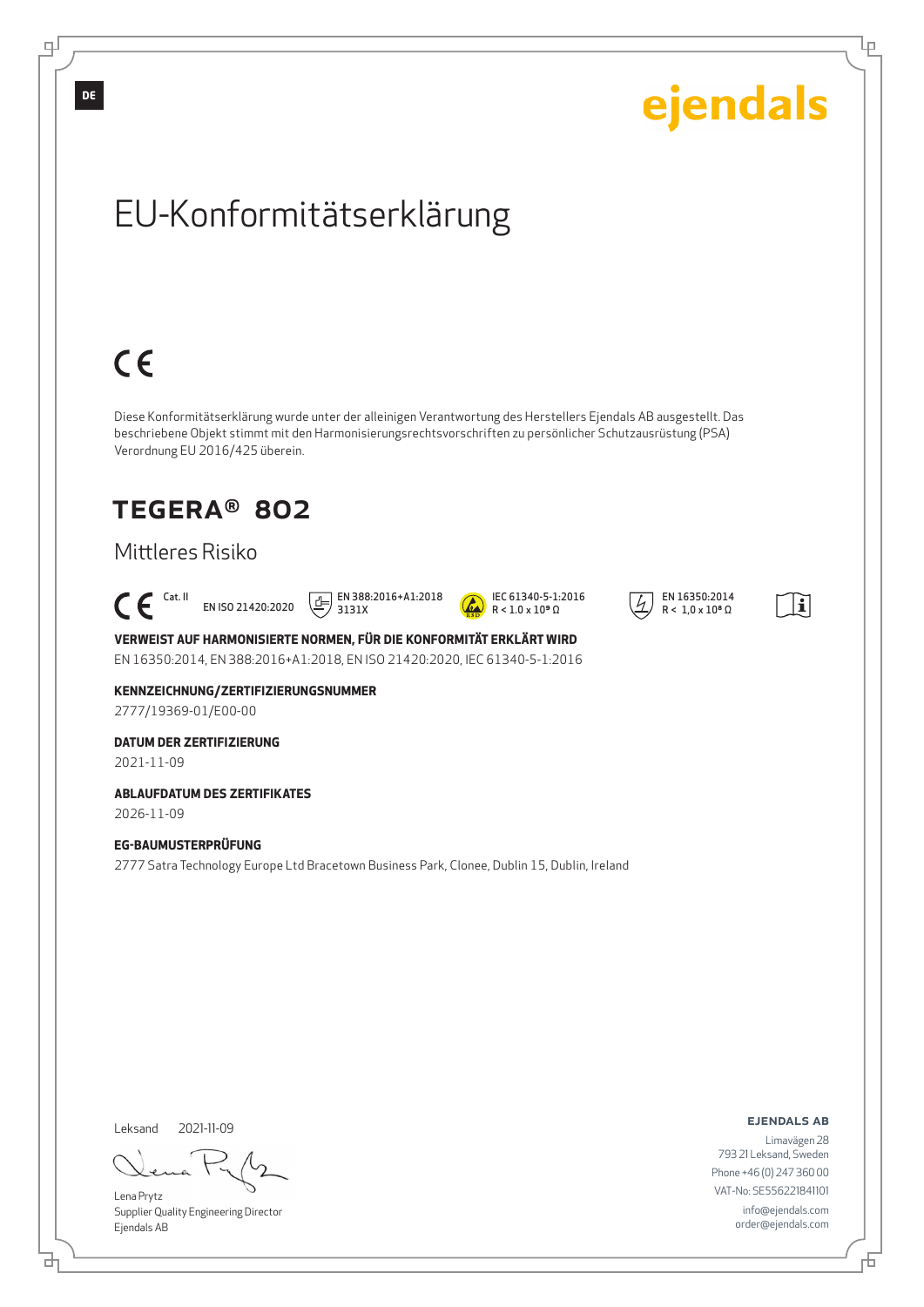# EU-Konformitätserklärung

CE

Diese Konformitätserklärung wurde unter der alleinigen Verantwortung des Herstellers Ejendals AB ausgestellt. Das beschriebene Objekt stimmt mit den Harmonisierungsrechtsvorschriften zu persönlicher Schutzausrüstung (PSA) Verordnung EU 2016/425 überein.

## TEGERA® 802

### Mittleres Risiko

CE Cat. II    EN ISO 21420:2020    EN 388:2016+A1:2018 3131X    IEC 61340-5-1:2016 R < 1.0 x $10^9$ Ω    EN 16350:2014 R < 1,0 x $10^8$ Ω

**VERWEIST AUF HARMONISIERTE NORMEN, FÜR DIE KONFORMITÄT ERKLÄRT WIRD**

EN 16350:2014, EN 388:2016+A1:2018, EN ISO 21420:2020, IEC 61340-5-1:2016

**KENNZEICHNUNG/ZERTIFIZIERUNGSNUMMER**

2777/19369-01/E00-00

**DATUM DER ZERTIFIZIERUNG**

2021-11-09

**ABLAUFDATUM DES ZERTIFIKATES**

2026-11-09

**EG-BAUMUSTERPRÜFUNG**

2777 Satra Technology Europe Ltd Bracetown Business Park, Clonee, Dublin 15, Dublin, Ireland

Leksand 2021-11-09

Lena Prytz
Supplier Quality Engineering Director
Ejendals AB

**EJENDALS AB**
Limavägen 28
793 21 Leksand, Sweden
Phone +46 (0) 247 360 00
VAT-No: SE556221841101
info@ejendals.com
order@ejendals.com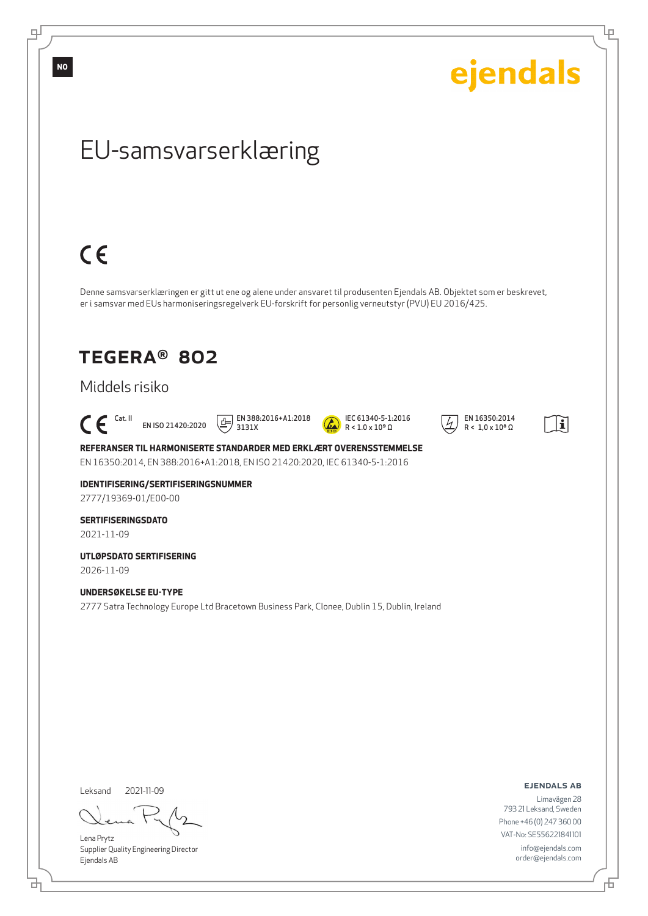NO

ejendals

# EU-samsvarserklæring

CE

Denne samsvarserklæringen er gitt ut ene og alene under ansvaret til produsenten Ejendals AB. Objektet som er beskrevet, er i samsvar med EUs harmoniseringsregelverk EU-forskrift for personlig verneutstyr (PVU) EU 2016/425.

## TEGERA® 802

Middels risiko

CE Cat. II EN ISO 21420:2020 EN 388:2016+A1:2018 3131X IEC 61340-5-1:2016 R < 1.0 x $10^9$ Ω EN 16350:2014 R < 1,0 x $10^8$ Ω

**REFERANSER TIL HARMONISERTE STANDARDER MED ERKLÆRT OVERENSSTEMMELSE**

EN 16350:2014, EN 388:2016+A1:2018, EN ISO 21420:2020, IEC 61340-5-1:2016

**IDENTIFISERING/SERTIFISERINGSNUMMER**

2777/19369-01/E00-00

**SERTIFISERINGSDATO**

2021-11-09

**UTLØPSDATO SERTIFISERING**

2026-11-09

**UNDERSØKELSE EU-TYPE**

2777 Satra Technology Europe Ltd Bracetown Business Park, Clonee, Dublin 15, Dublin, Ireland

Leksand 2021-11-09

Lena Prytz
Supplier Quality Engineering Director
Ejendals AB

**EJENDALS AB**

Limavägen 28
793 21 Leksand, Sweden
Phone +46 (0) 247 360 00
VAT-No: SE556221841101
info@ejendals.com
order@ejendals.com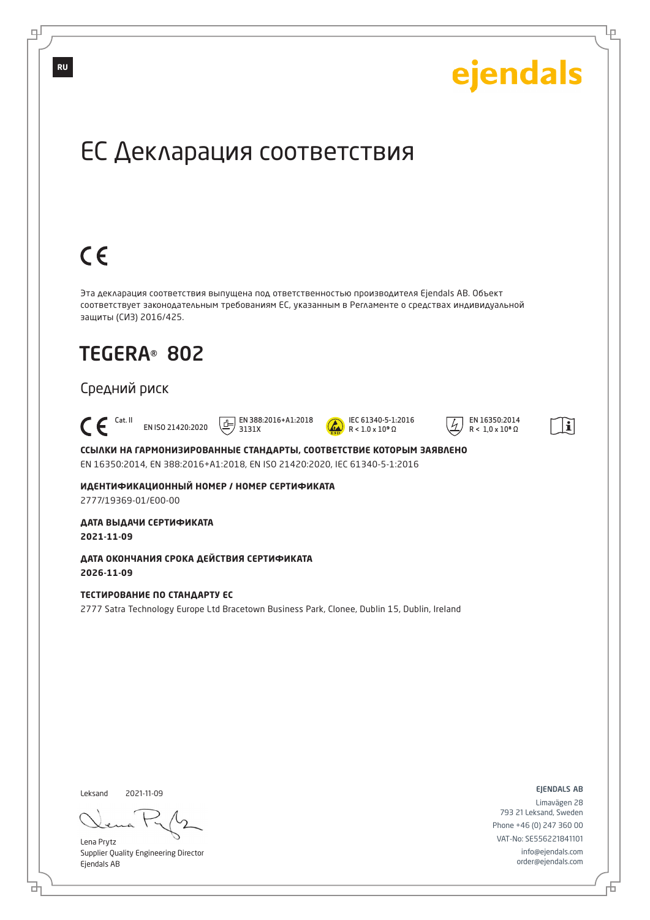RU

ejendals

# ЕС Декларация соответствия

CE

Эта декларация соответствия выпущена под ответственностью производителя Ejendals AB. Объект соответствует законодательным требованиям ЕС, указанным в Регламенте о средствах индивидуальной защиты (СИЗ) 2016/425.

## TEGERA® 802

Средний риск

CE Cat. II EN ISO 21420:2020 EN 388:2016+A1:2018 3131X IEC 61340-5-1:2016 R < 1.0 x 10⁸ Ω EN 16350:2014 R < 1,0 x 10⁸ Ω

**ССЫЛКИ НА ГАРМОНИЗИРОВАННЫЕ СТАНДАРТЫ, СООТВЕТСТВИЕ КОТОРЫМ ЗАЯВЛЕНО**

EN 16350:2014, EN 388:2016+A1:2018, EN ISO 21420:2020, IEC 61340-5-1:2016

**ИДЕНТИФИКАЦИОННЫЙ НОМЕР / НОМЕР СЕРТИФИКАТА**

2777/19369-01/E00-00

**ДАТА ВЫДАЧИ СЕРТИФИКАТА**

**2021-11-09**

**ДАТА ОКОНЧАНИЯ СРОКА ДЕЙСТВИЯ СЕРТИФИКАТА**

**2026-11-09**

**ТЕСТИРОВАНИЕ ПО СТАНДАРТУ ЕС**

2777 Satra Technology Europe Ltd Bracetown Business Park, Clonee, Dublin 15, Dublin, Ireland

Leksand 2021-11-09

Lena Prytz
Supplier Quality Engineering Director
Ejendals AB

EJENDALS AB
Limavägen 28
793 21 Leksand, Sweden
Phone +46 (0) 247 360 00
VAT-No: SE556221841101
info@ejendals.com
order@ejendals.com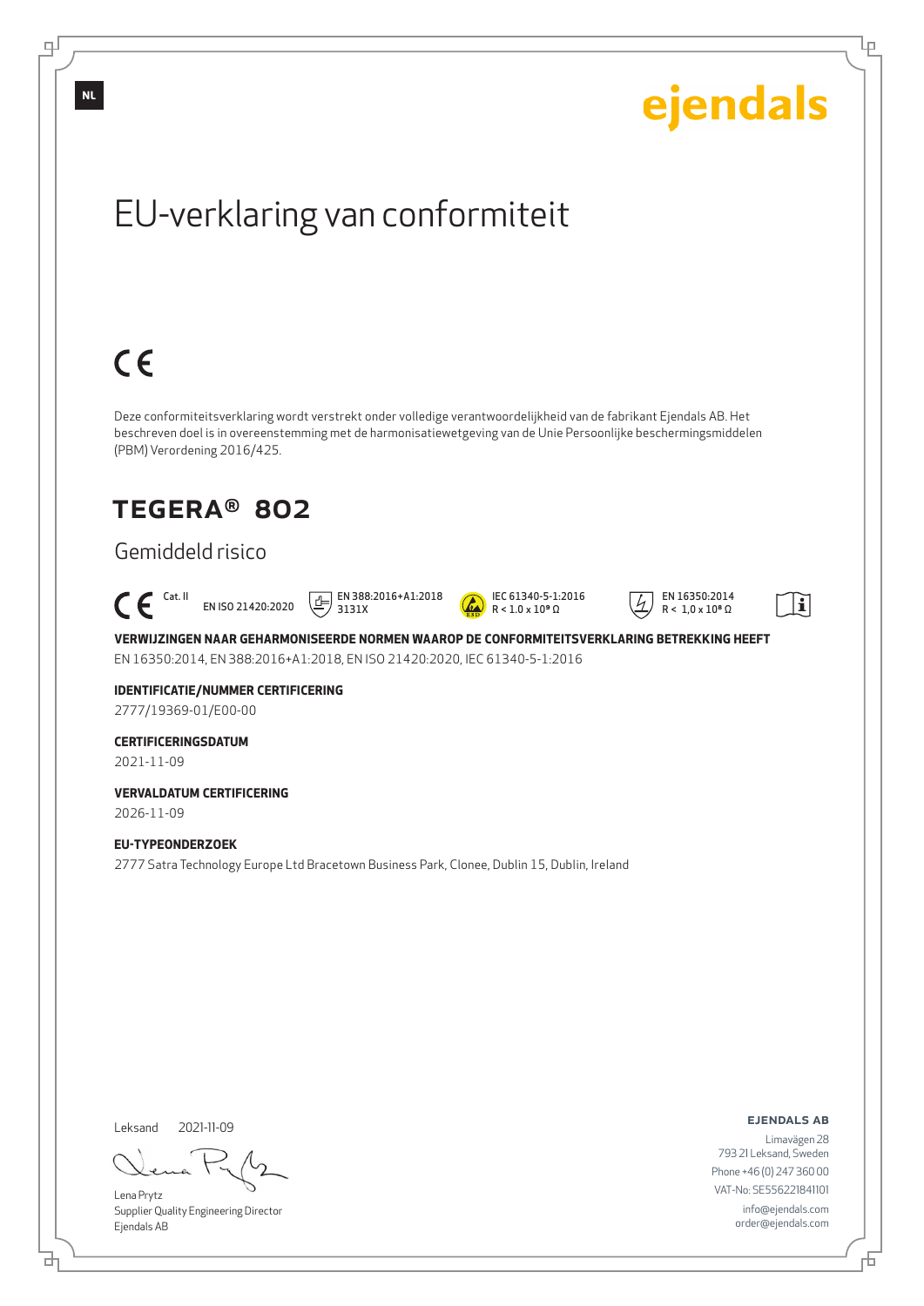NL

ejendals

# EU-verklaring van conformiteit

CE

Deze conformiteitsverklaring wordt verstrekt onder volledige verantwoordelijkheid van de fabrikant Ejendals AB. Het beschreven doel is in overeenstemming met de harmonisatiewetgeving van de Unie Persoonlijke beschermingsmiddelen (PBM) Verordening 2016/425.

## TEGERA® 802

### Gemiddeld risico

CE Cat. II EN ISO 21420:2020 EN 388:2016+A1:2018 3131X IEC 61340-5-1:2016 R < 1.0 x $10^9$ Ω EN 16350:2014 R < 1,0 x $10^8$ Ω

**VERWIJZINGEN NAAR GEHARMONISEERDE NORMEN WAAROP DE CONFORMITEITSVERKLARING BETREKKING HEEFT**

EN 16350:2014, EN 388:2016+A1:2018, EN ISO 21420:2020, IEC 61340-5-1:2016

**IDENTIFICATIE/NUMMER CERTIFICERING**

2777/19369-01/E00-00

**CERTIFICERINGSDATUM**

2021-11-09

**VERVALDATUM CERTIFICERING**

2026-11-09

**EU-TYPEONDERZOEK**

2777 Satra Technology Europe Ltd Bracetown Business Park, Clonee, Dublin 15, Dublin, Ireland

Leksand 2021-11-09

Lena Prytz
Supplier Quality Engineering Director
Ejendals AB

**EJENDALS AB**
Limavägen 28
793 21 Leksand, Sweden
Phone +46 (0) 247 360 00
VAT-No: SE556221841101
info@ejendals.com
order@ejendals.com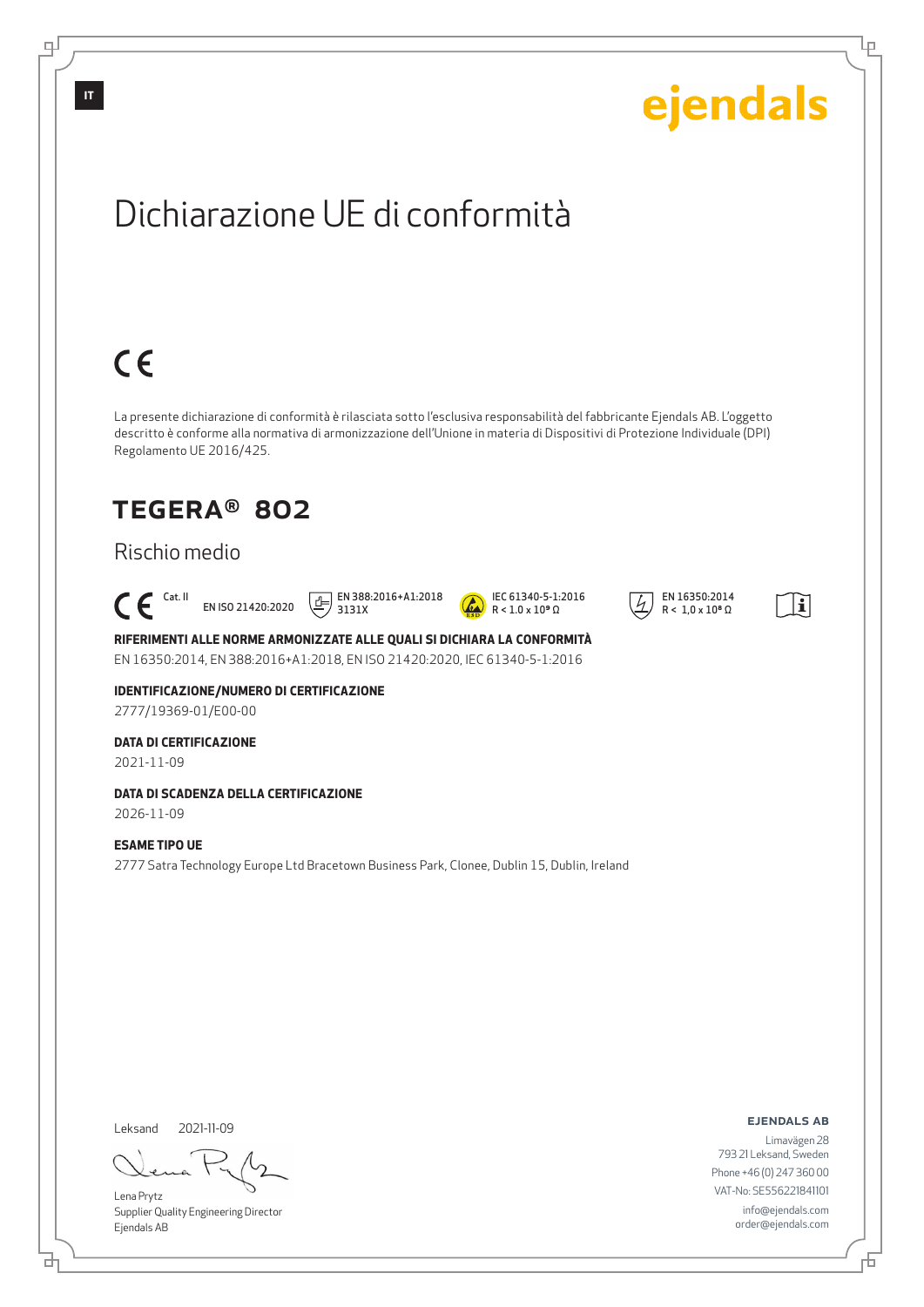IT

ejendals

# Dichiarazione UE di conformità

CE

La presente dichiarazione di conformità è rilasciata sotto l'esclusiva responsabilità del fabbricante Ejendals AB. L'oggetto descritto è conforme alla normativa di armonizzazione dell'Unione in materia di Dispositivi di Protezione Individuale (DPI) Regolamento UE 2016/425.

## TEGERA® 802

### Rischio medio

CE Cat. II EN ISO 21420:2020 EN 388:2016+A1:2018 3131X IEC 61340-5-1:2016 R < 1.0 x $10^9$ Ω EN 16350:2014 R < 1,0 x $10^8$ Ω

**RIFERIMENTI ALLE NORME ARMONIZZATE ALLE QUALI SI DICHIARA LA CONFORMITÀ**

EN 16350:2014, EN 388:2016+A1:2018, EN ISO 21420:2020, IEC 61340-5-1:2016

**IDENTIFICAZIONE/NUMERO DI CERTIFICAZIONE**

2777/19369-01/E00-00

**DATA DI CERTIFICAZIONE**

2021-11-09

**DATA DI SCADENZA DELLA CERTIFICAZIONE**

2026-11-09

**ESAME TIPO UE**

2777 Satra Technology Europe Ltd Bracetown Business Park, Clonee, Dublin 15, Dublin, Ireland

Leksand 2021-11-09

Lena Prytz
Supplier Quality Engineering Director
Ejendals AB

**EJENDALS AB**
Limavägen 28
793 21 Leksand, Sweden
Phone +46 (0) 247 360 00
VAT-No: SE556221841101
info@ejendals.com
order@ejendals.com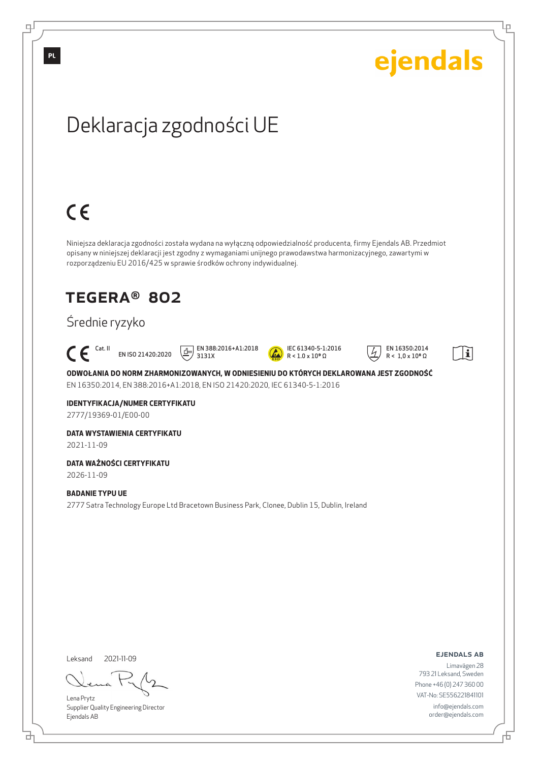PL

ejendals

# Deklaracja zgodności UE

CE

Niniejsza deklaracja zgodności została wydana na wyłączną odpowiedzialność producenta, firmy Ejendals AB. Przedmiot opisany w niniejszej deklaracji jest zgodny z wymaganiami unijnego prawodawstwa harmonizacyjnego, zawartymi w rozporządzeniu EU 2016/425 w sprawie środków ochrony indywidualnej.

## TEGERA® 802

### Średnie ryzyko

CE Cat. II EN ISO 21420:2020 EN 388:2016+A1:2018 3131X IEC 61340-5-1:2016 R < 1.0 x $10^9$ Ω EN 16350:2014 R < 1,0 x $10^8$ Ω

**ODWOŁANIA DO NORM ZHARMONIZOWANYCH, W ODNIESIENIU DO KTÓRYCH DEKLAROWANA JEST ZGODNOŚĆ**

EN 16350:2014, EN 388:2016+A1:2018, EN ISO 21420:2020, IEC 61340-5-1:2016

**IDENTYFIKACJA/NUMER CERTYFIKATU**

2777/19369-01/E00-00

**DATA WYSTAWIENIA CERTYFIKATU**

2021-11-09

**DATA WAŻNOŚCI CERTYFIKATU**

2026-11-09

**BADANIE TYPU UE**

2777 Satra Technology Europe Ltd Bracetown Business Park, Clonee, Dublin 15, Dublin, Ireland

Leksand 2021-11-09

Lena Prytz
Supplier Quality Engineering Director
Ejendals AB

**EJENDALS AB**
Limavägen 28
793 21 Leksand, Sweden
Phone +46 (0) 247 360 00
VAT-No: SE556221841101
info@ejendals.com
order@ejendals.com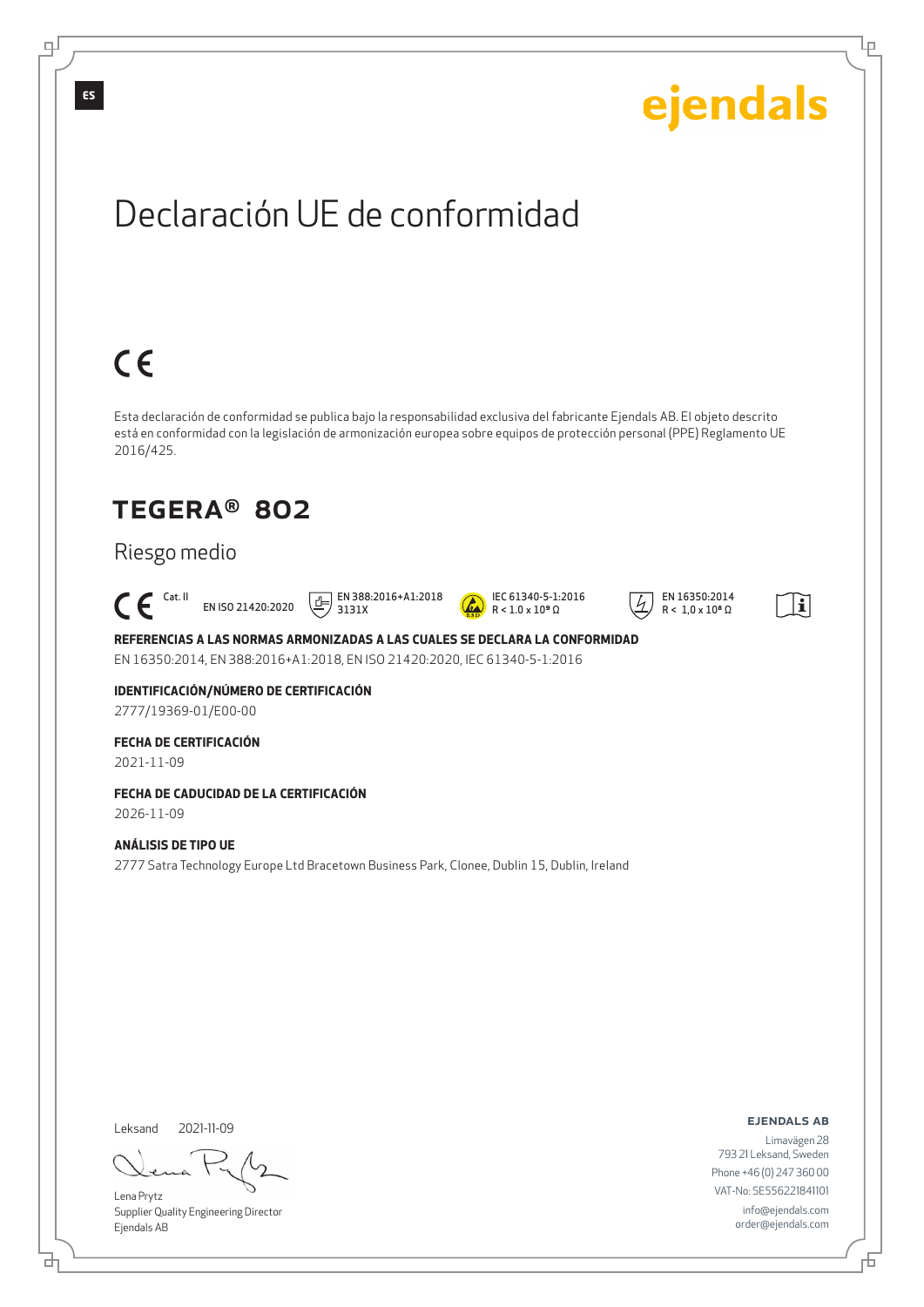ES

ejendals

# Declaración UE de conformidad

CE

Esta declaración de conformidad se publica bajo la responsabilidad exclusiva del fabricante Ejendals AB. El objeto descrito está en conformidad con la legislación de armonización europea sobre equipos de protección personal (PPE) Reglamento UE 2016/425.

## TEGERA® 802

Riesgo medio

CE Cat. II — EN ISO 21420:2020 — EN 388:2016+A1:2018 3131X — IEC 61340-5-1:2016 R < 1.0 x $10^9$ Ω — EN 16350:2014 R < 1,0 x $10^8$ Ω

**REFERENCIAS A LAS NORMAS ARMONIZADAS A LAS CUALES SE DECLARA LA CONFORMIDAD**

EN 16350:2014, EN 388:2016+A1:2018, EN ISO 21420:2020, IEC 61340-5-1:2016

**IDENTIFICACIÓN/NÚMERO DE CERTIFICACIÓN**

2777/19369-01/E00-00

**FECHA DE CERTIFICACIÓN**

2021-11-09

**FECHA DE CADUCIDAD DE LA CERTIFICACIÓN**

2026-11-09

**ANÁLISIS DE TIPO UE**

2777 Satra Technology Europe Ltd Bracetown Business Park, Clonee, Dublin 15, Dublin, Ireland

Leksand 2021-11-09

Lena Prytz
Supplier Quality Engineering Director
Ejendals AB

**EJENDALS AB**
Limavägen 28
793 21 Leksand, Sweden
Phone +46 (0) 247 360 00
VAT-No: SE556221841101
info@ejendals.com
order@ejendals.com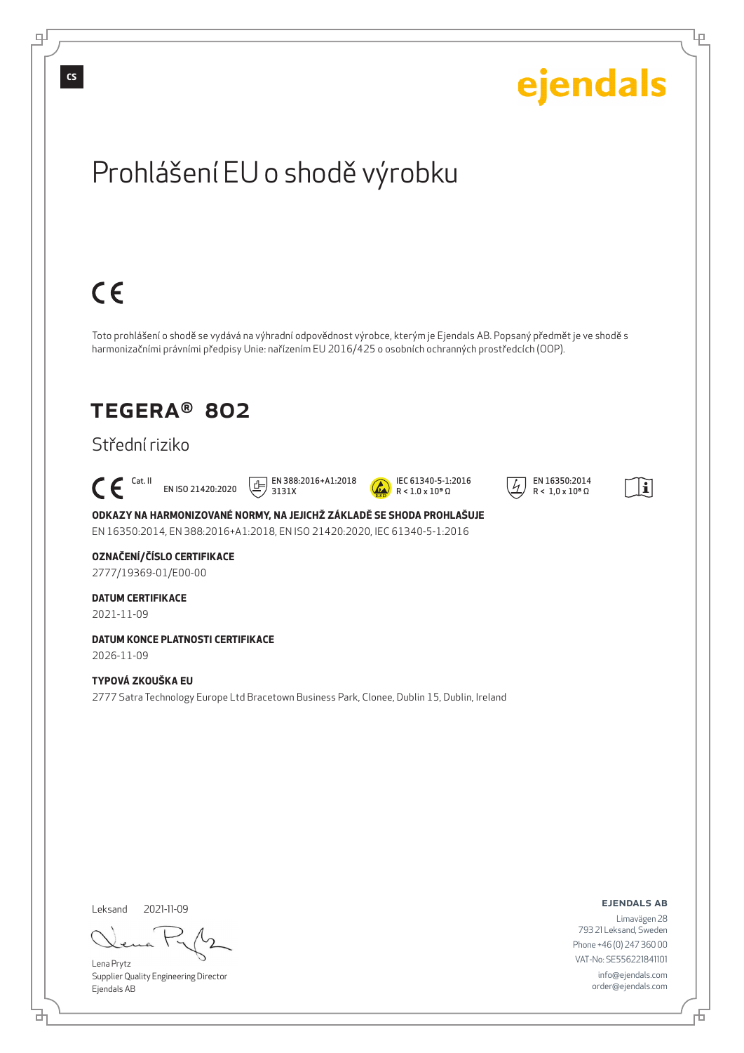CS

ejendals

# Prohlášení EU o shodě výrobku

CE

Toto prohlášení o shodě se vydává na výhradní odpovědnost výrobce, kterým je Ejendals AB. Popsaný předmět je ve shodě s harmonizačními právními předpisy Unie: nařízením EU 2016/425 o osobních ochranných prostředcích (OOP).

## TEGERA® 802

Střední riziko

CE Cat. II EN ISO 21420:2020 EN 388:2016+A1:2018 3131X IEC 61340-5-1:2016 R < 1.0 x 10⁹ Ω EN 16350:2014 R < 1,0 x 10⁸ Ω

**ODKAZY NA HARMONIZOVANÉ NORMY, NA JEJICHŽ ZÁKLADĚ SE SHODA PROHLAŠUJE**
EN 16350:2014, EN 388:2016+A1:2018, EN ISO 21420:2020, IEC 61340-5-1:2016

**OZNAČENÍ/ČÍSLO CERTIFIKACE**
2777/19369-01/E00-00

**DATUM CERTIFIKACE**
2021-11-09

**DATUM KONCE PLATNOSTI CERTIFIKACE**
2026-11-09

**TYPOVÁ ZKOUŠKA EU**
2777 Satra Technology Europe Ltd Bracetown Business Park, Clonee, Dublin 15, Dublin, Ireland

Leksand 2021-11-09

Lena Prytz
Supplier Quality Engineering Director
Ejendals AB

**EJENDALS AB**
Limavägen 28
793 21 Leksand, Sweden
Phone +46 (0) 247 360 00
VAT-No: SE556221841101
info@ejendals.com
order@ejendals.com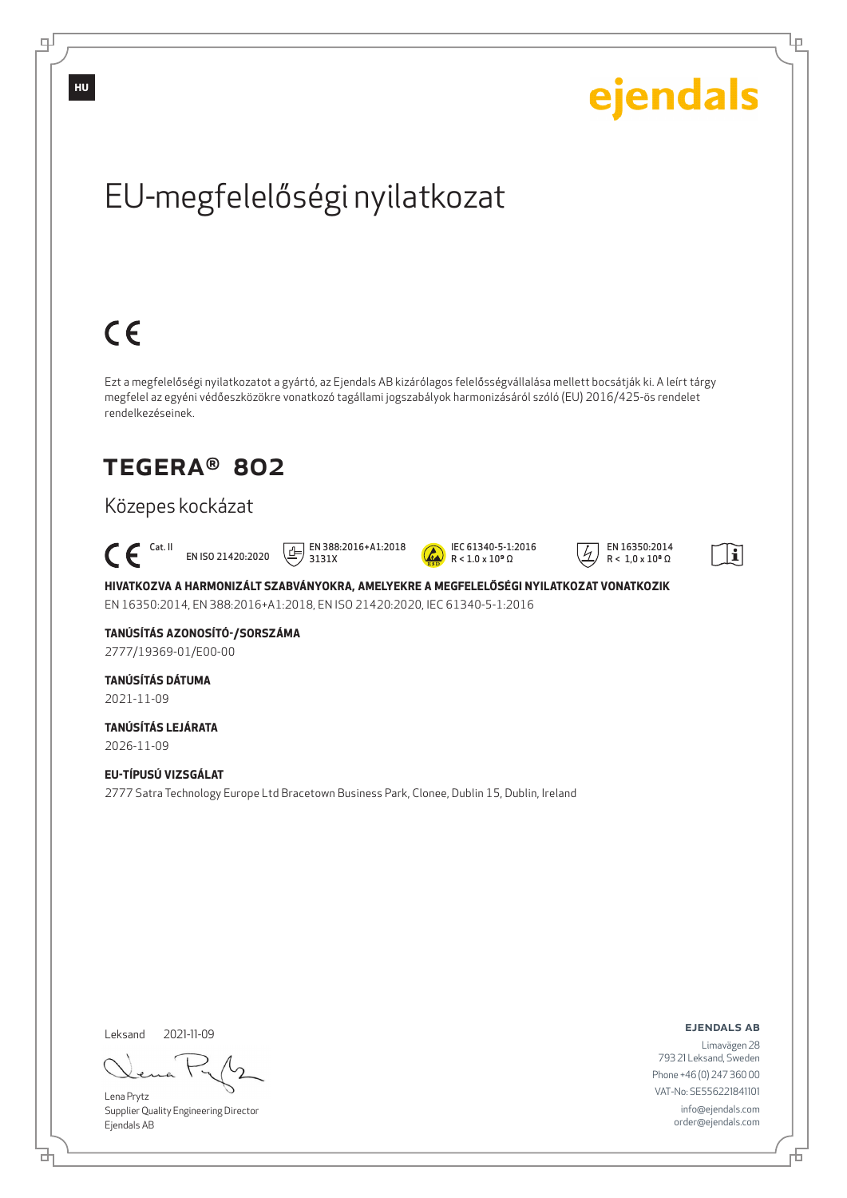HU

ejendals

# EU-megfelelőségi nyilatkozat

CE

Ezt a megfelelőségi nyilatkozatot a gyártó, az Ejendals AB kizárólagos felelősségvállalása mellett bocsátják ki. A leírt tárgy megfelel az egyéni védőeszközökre vonatkozó tagállami jogszabályok harmonizásáról szóló (EU) 2016/425-ös rendelet rendelkezéseinek.

## TEGERA® 802

Közepes kockázat

CE Cat. II EN ISO 21420:2020 EN 388:2016+A1:2018 3131X IEC 61340-5-1:2016 R < 1.0 x $10^9$ Ω EN 16350:2014 R < 1,0 x $10^8$ Ω

**HIVATKOZVA A HARMONIZÁLT SZABVÁNYOKRA, AMELYEKRE A MEGFELELŐSÉGI NYILATKOZAT VONATKOZIK**
EN 16350:2014, EN 388:2016+A1:2018, EN ISO 21420:2020, IEC 61340-5-1:2016

**TANÚSÍTÁS AZONOSÍTÓ-/SORSZÁMA**
2777/19369-01/E00-00

**TANÚSÍTÁS DÁTUMA**
2021-11-09

**TANÚSÍTÁS LEJÁRATA**
2026-11-09

**EU-TÍPUSÚ VIZSGÁLAT**
2777 Satra Technology Europe Ltd Bracetown Business Park, Clonee, Dublin 15, Dublin, Ireland

Leksand 2021-11-09

Lena Prytz
Supplier Quality Engineering Director
Ejendals AB

**EJENDALS AB**
Limavägen 28
793 21 Leksand, Sweden
Phone +46 (0) 247 360 00
VAT-No: SE556221841101
info@ejendals.com
order@ejendals.com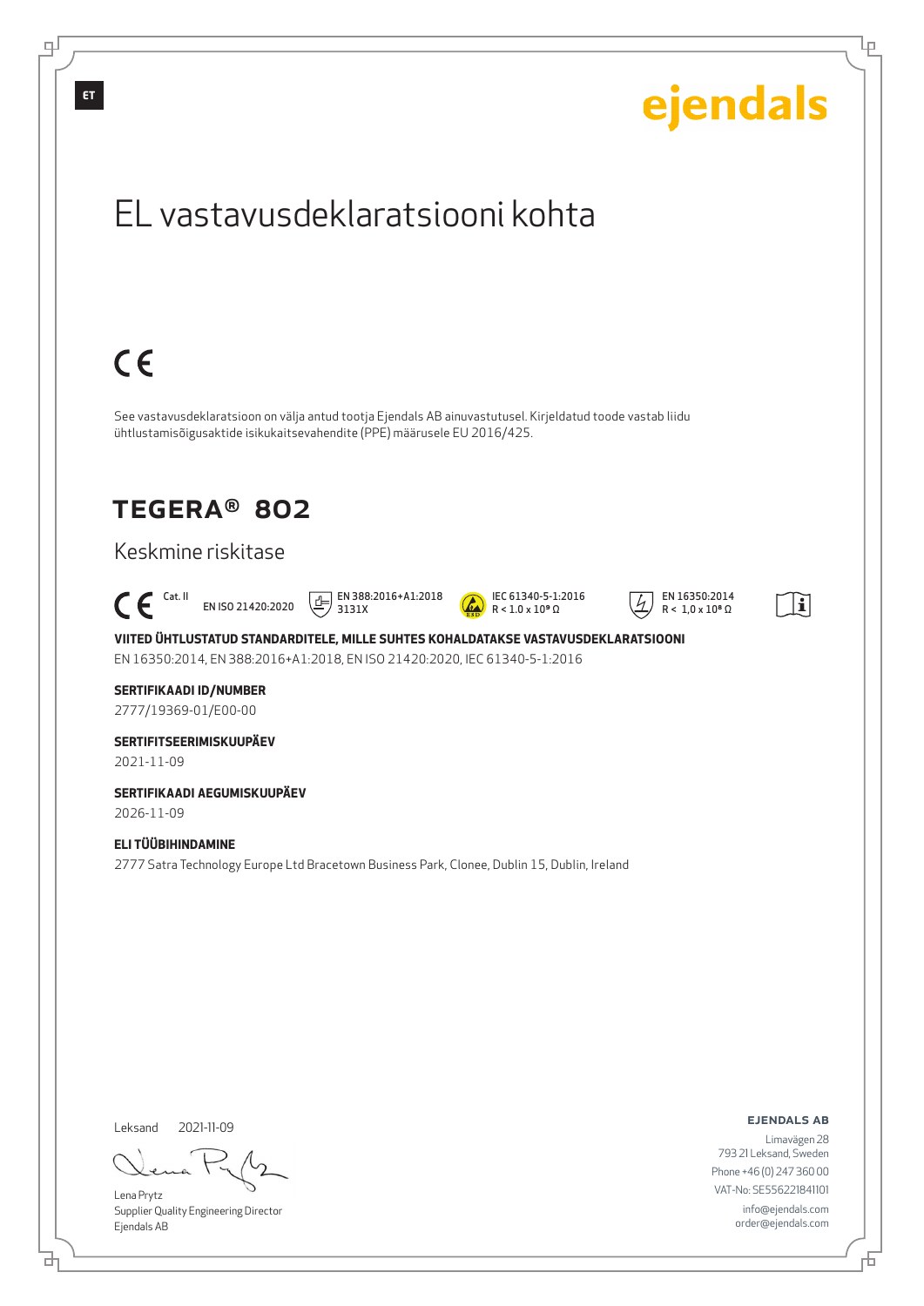ET

ejendals

# EL vastavusdeklaratsiooni kohta

CE

See vastavusdeklaratsioon on välja antud tootja Ejendals AB ainuvastutusel. Kirjeldatud toode vastab liidu ühtlustamisõigusaktide isikukaitsevahendite (PPE) määrusele EU 2016/425.

## TEGERA® 802

### Keskmine riskitase

CE Cat. II EN ISO 21420:2020 EN 388:2016+A1:2018 3131X IEC 61340-5-1:2016 R < 1.0 x $10^9$ Ω EN 16350:2014 R < 1,0 x $10^8$ Ω

**VIITED ÜHTLUSTATUD STANDARDITELE, MILLE SUHTES KOHALDATAKSE VASTAVUSDEKLARATSIOONI**
EN 16350:2014, EN 388:2016+A1:2018, EN ISO 21420:2020, IEC 61340-5-1:2016

**SERTIFIKAADI ID/NUMBER**
2777/19369-01/E00-00

**SERTIFITSEERIMISKUUPÄEV**
2021-11-09

**SERTIFIKAADI AEGUMISKUUPÄEV**
2026-11-09

**ELI TÜÜBIHINDAMINE**
2777 Satra Technology Europe Ltd Bracetown Business Park, Clonee, Dublin 15, Dublin, Ireland

Leksand 2021-11-09

Lena Prytz
Supplier Quality Engineering Director
Ejendals AB

**EJENDALS AB**
Limavägen 28
793 21 Leksand, Sweden
Phone +46 (0) 247 360 00
VAT-No: SE556221841101
info@ejendals.com
order@ejendals.com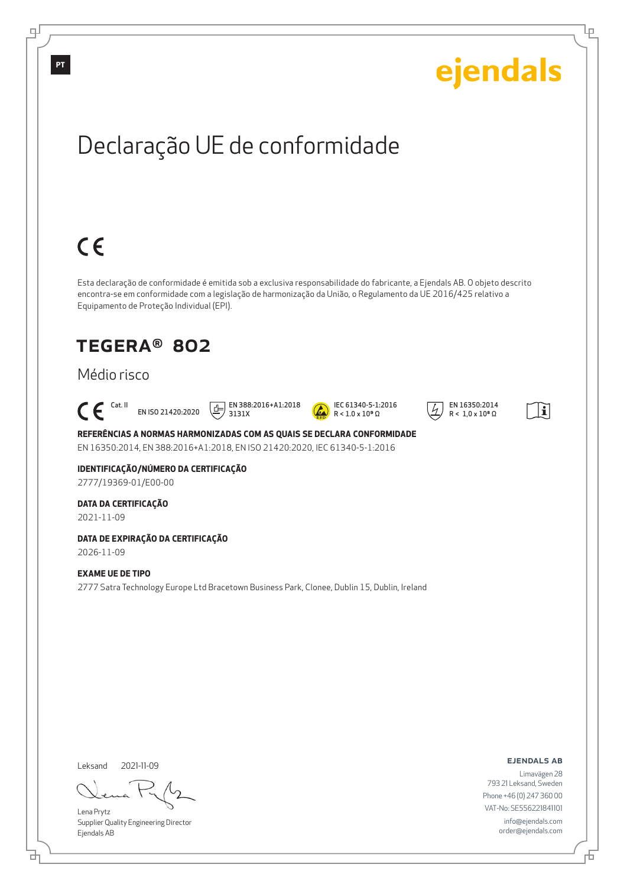PT

ejendals

# Declaração UE de conformidade

CE

Esta declaração de conformidade é emitida sob a exclusiva responsabilidade do fabricante, a Ejendals AB. O objeto descrito encontra-se em conformidade com a legislação de harmonização da União, o Regulamento da UE 2016/425 relativo a Equipamento de Proteção Individual (EPI).

## TEGERA® 802

Médio risco

CE Cat. II EN ISO 21420:2020 EN 388:2016+A1:2018 3131X IEC 61340-5-1:2016 R < $1.0 \times 10^9$ Ω EN 16350:2014 R < $1,0 \times 10^8$ Ω

**REFERÊNCIAS A NORMAS HARMONIZADAS COM AS QUAIS SE DECLARA CONFORMIDADE**
EN 16350:2014, EN 388:2016+A1:2018, EN ISO 21420:2020, IEC 61340-5-1:2016

**IDENTIFICAÇÃO/NÚMERO DA CERTIFICAÇÃO**
2777/19369-01/E00-00

**DATA DA CERTIFICAÇÃO**
2021-11-09

**DATA DE EXPIRAÇÃO DA CERTIFICAÇÃO**
2026-11-09

**EXAME UE DE TIPO**
2777 Satra Technology Europe Ltd Bracetown Business Park, Clonee, Dublin 15, Dublin, Ireland

Leksand 2021-11-09

Lena Prytz
Supplier Quality Engineering Director
Ejendals AB

**EJENDALS AB**
Limavägen 28
793 21 Leksand, Sweden
Phone +46 (0) 247 360 00
VAT-No: SE556221841101
info@ejendals.com
order@ejendals.com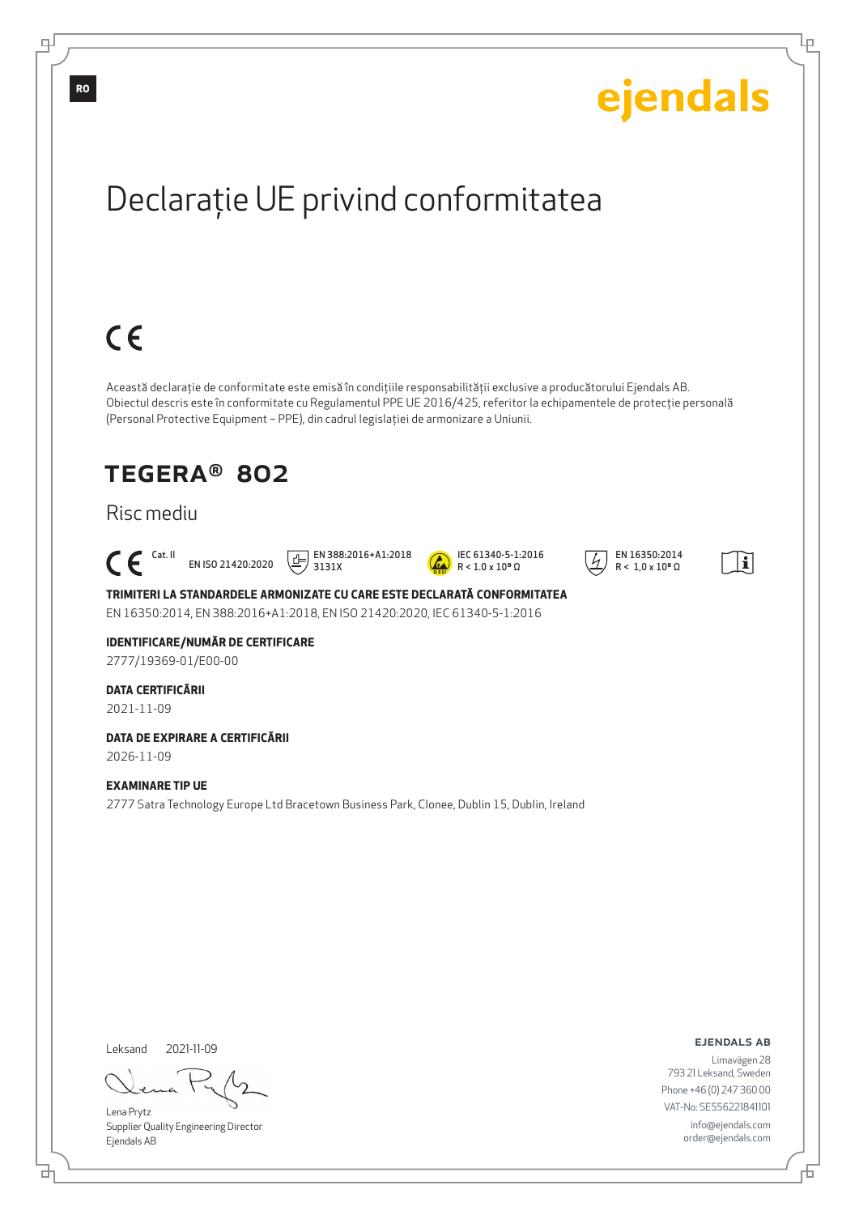RO

ejendals

# Declarație UE privind conformitatea

CE

Această declarație de conformitate este emisă în condițiile responsabilității exclusive a producătorului Ejendals AB. Obiectul descris este în conformitate cu Regulamentul PPE UE 2016/425, referitor la echipamentele de protecție personală (Personal Protective Equipment – PPE), din cadrul legislației de armonizare a Uniunii.

## TEGERA® 802

Risc mediu

CE Cat. II EN ISO 21420:2020 EN 388:2016+A1:2018 3131X IEC 61340-5-1:2016 R < 1.0 x $10^9$ Ω EN 16350:2014 R < 1,0 x $10^8$ Ω

**TRIMITERI LA STANDARDELE ARMONIZATE CU CARE ESTE DECLARATĂ CONFORMITATEA**
EN 16350:2014, EN 388:2016+A1:2018, EN ISO 21420:2020, IEC 61340-5-1:2016

**IDENTIFICARE/NUMĂR DE CERTIFICARE**
2777/19369-01/E00-00

**DATA CERTIFICĂRII**
2021-11-09

**DATA DE EXPIRARE A CERTIFICĂRII**
2026-11-09

**EXAMINARE TIP UE**
2777 Satra Technology Europe Ltd Bracetown Business Park, Clonee, Dublin 15, Dublin, Ireland

Leksand 2021-11-09

Lena Prytz
Supplier Quality Engineering Director
Ejendals AB

**EJENDALS AB**
Limavägen 28
793 21 Leksand, Sweden
Phone +46 (0) 247 360 00
VAT-No: SE556221841101
info@ejendals.com
order@ejendals.com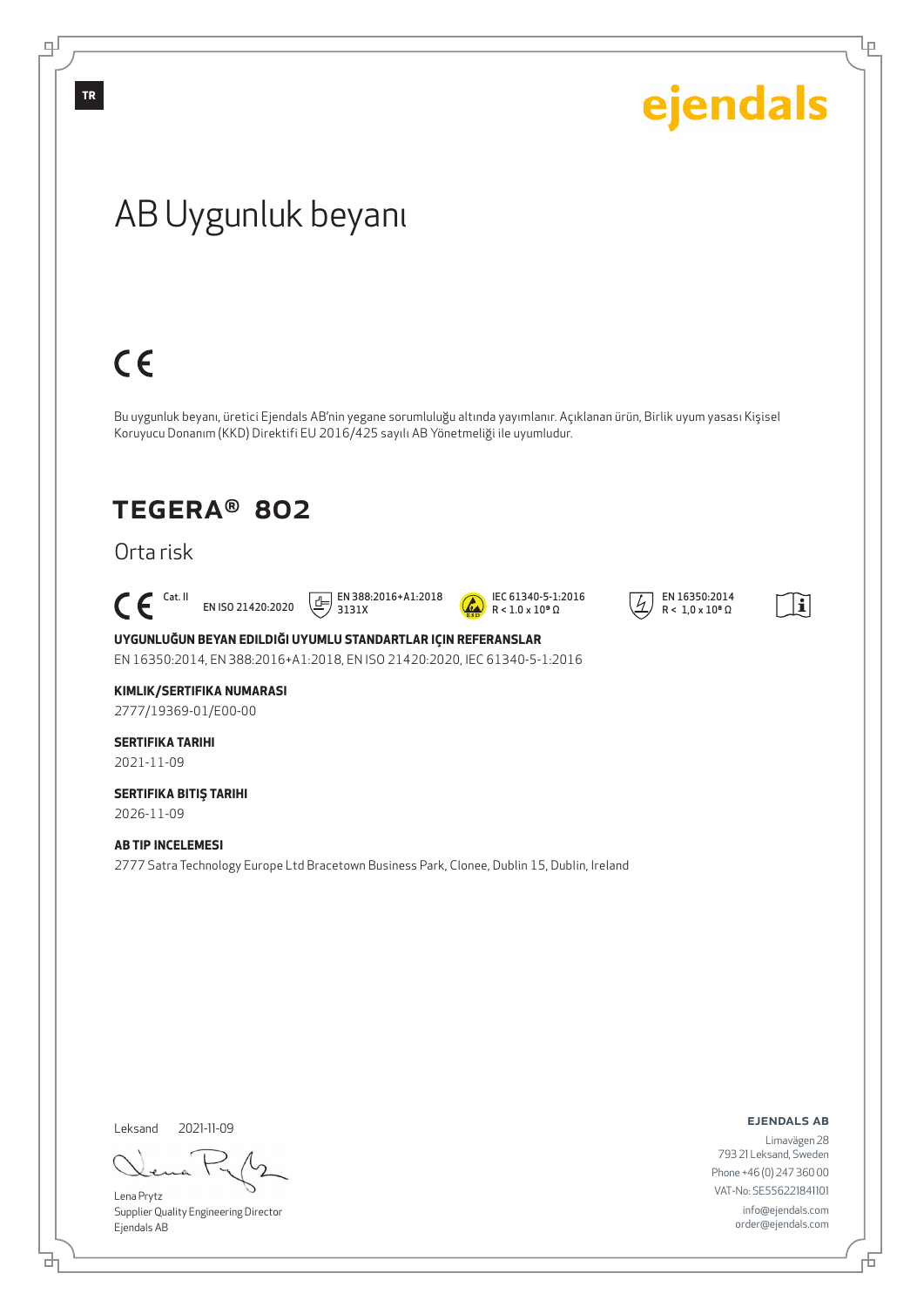TR

ejendals

# AB Uygunluk beyanı

CE

Bu uygunluk beyanı, üretici Ejendals AB'nin yegane sorumluluğu altında yayımlanır. Açıklanan ürün, Birlik uyum yasası Kişisel Koruyucu Donanım (KKD) Direktifi EU 2016/425 sayılı AB Yönetmeliği ile uyumludur.

## TEGERA® 802

Orta risk

CE Cat. II EN ISO 21420:2020 EN 388:2016+A1:2018 3131X IEC 61340-5-1:2016 R < 1.0 x $10^9$ Ω EN 16350:2014 R < 1,0 x $10^8$ Ω

**UYGUNLUĞUN BEYAN EDILDIĞI UYUMLU STANDARTLAR IÇIN REFERANSLAR**

EN 16350:2014, EN 388:2016+A1:2018, EN ISO 21420:2020, IEC 61340-5-1:2016

**KIMLIK/SERTIFIKA NUMARASI**

2777/19369-01/E00-00

**SERTIFIKA TARIHI**

2021-11-09

**SERTIFIKA BITIŞ TARIHI**

2026-11-09

**AB TIP INCELEMESI**

2777 Satra Technology Europe Ltd Bracetown Business Park, Clonee, Dublin 15, Dublin, Ireland

Leksand 2021-11-09

Lena Prytz
Supplier Quality Engineering Director
Ejendals AB

**EJENDALS AB**
Limavägen 28
793 21 Leksand, Sweden
Phone +46 (0) 247 360 00
VAT-No: SE556221841101
info@ejendals.com
order@ejendals.com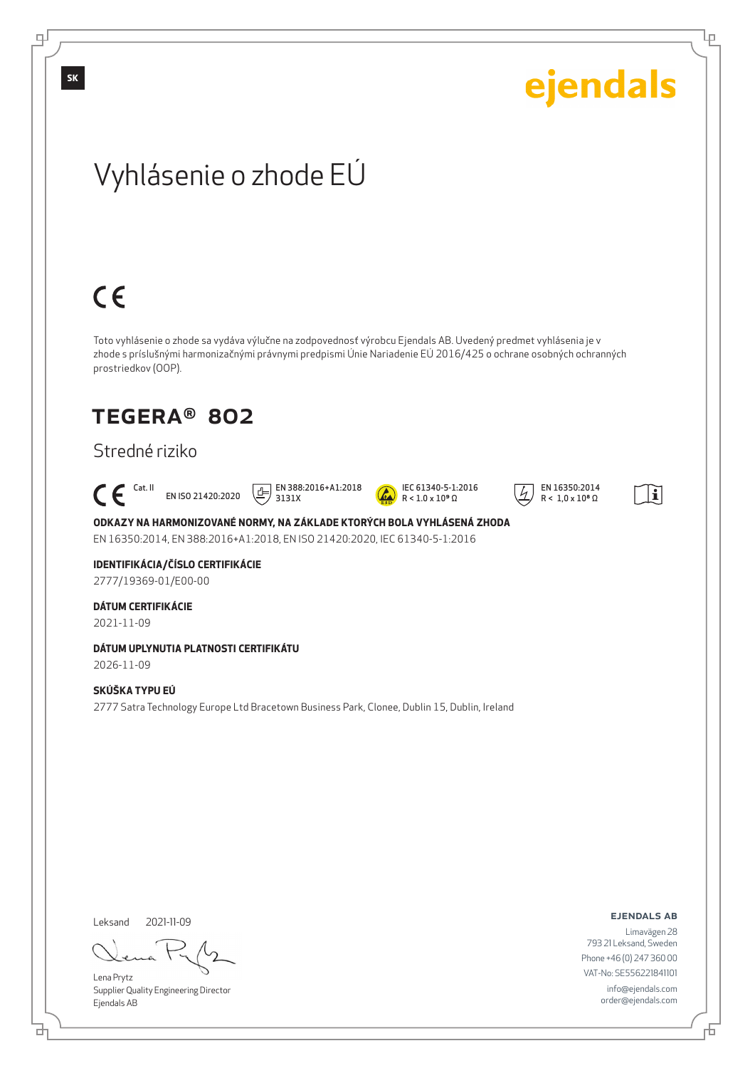SK

ejendals

# Vyhlásenie o zhode EÚ

CE

Toto vyhlásenie o zhode sa vydáva výlučne na zodpovednosť výrobcu Ejendals AB. Uvedený predmet vyhlásenia je v zhode s príslušnými harmonizačnými právnymi predpismi Únie Nariadenie EÚ 2016/425 o ochrane osobných ochranných prostriedkov (OOP).

## TEGERA® 802

Stredné riziko

CE Cat. II   EN ISO 21420:2020   EN 388:2016+A1:2018 3131X   IEC 61340-5-1:2016 R < 1.0 x $10^9$ Ω   EN 16350:2014 R < 1,0 x $10^8$ Ω

**ODKAZY NA HARMONIZOVANÉ NORMY, NA ZÁKLADE KTORÝCH BOLA VYHLÁSENÁ ZHODA**

EN 16350:2014, EN 388:2016+A1:2018, EN ISO 21420:2020, IEC 61340-5-1:2016

**IDENTIFIKÁCIA/ČÍSLO CERTIFIKÁCIE**

2777/19369-01/E00-00

**DÁTUM CERTIFIKÁCIE**

2021-11-09

**DÁTUM UPLYNUTIA PLATNOSTI CERTIFIKÁTU**

2026-11-09

**SKÚŠKA TYPU EÚ**

2777 Satra Technology Europe Ltd Bracetown Business Park, Clonee, Dublin 15, Dublin, Ireland

Leksand 2021-11-09

Lena Prytz
Supplier Quality Engineering Director
Ejendals AB

**EJENDALS AB**
Limavägen 28
793 21 Leksand, Sweden
Phone +46 (0) 247 360 00
VAT-No: SE556221841101
info@ejendals.com
order@ejendals.com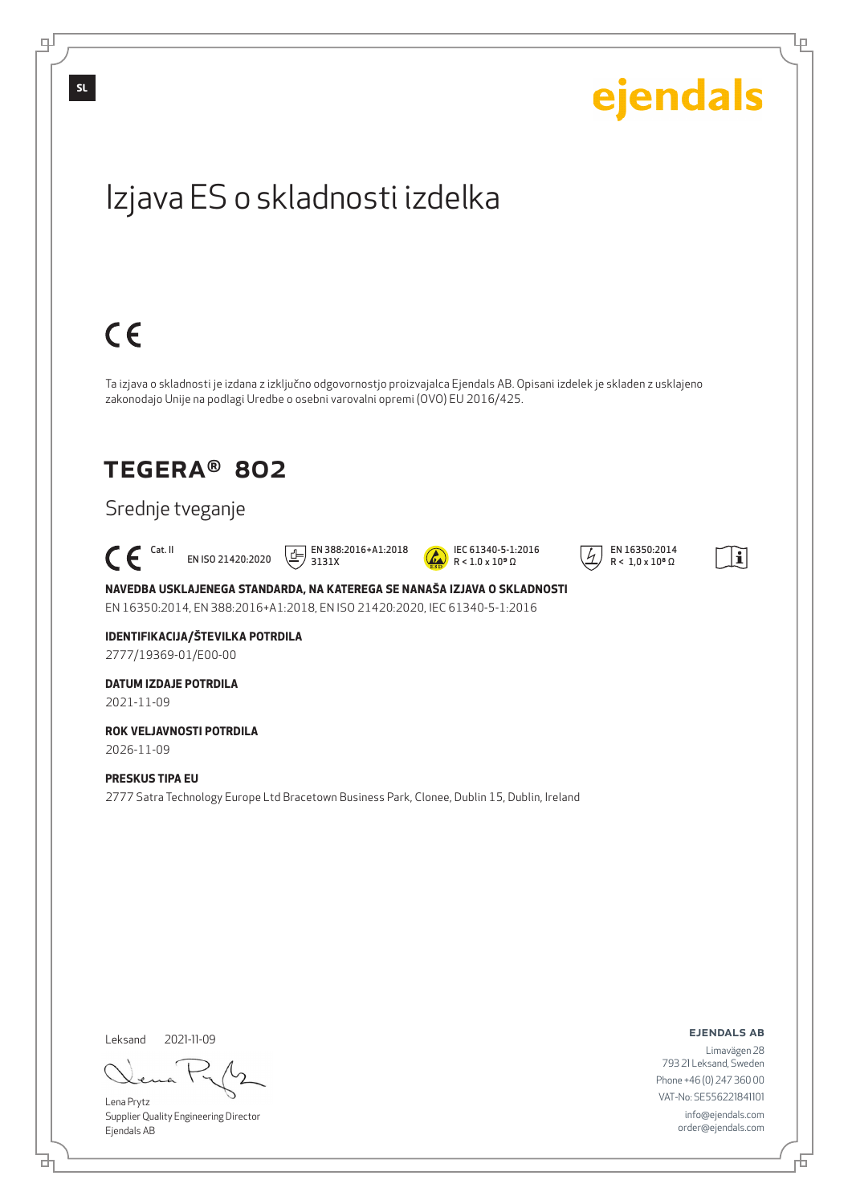SL

ejendals

# Izjava ES o skladnosti izdelka

CE

Ta izjava o skladnosti je izdana z izključno odgovornostjo proizvajalca Ejendals AB. Opisani izdelek je skladen z usklajeno zakonodajo Unije na podlagi Uredbe o osebni varovalni opremi (OVO) EU 2016/425.

## TEGERA® 802

Srednje tveganje

CE Cat. II EN ISO 21420:2020 EN 388:2016+A1:2018 3131X IEC 61340-5-1:2016 R < 1.0 x $10^9$ Ω EN 16350:2014 R < 1,0 x $10^8$ Ω

**NAVEDBA USKLAJENEGA STANDARDA, NA KATEREGA SE NANAŠA IZJAVA O SKLADNOSTI**
EN 16350:2014, EN 388:2016+A1:2018, EN ISO 21420:2020, IEC 61340-5-1:2016

**IDENTIFIKACIJA/ŠTEVILKA POTRDILA**
2777/19369-01/E00-00

**DATUM IZDAJE POTRDILA**
2021-11-09

**ROK VELJAVNOSTI POTRDILA**
2026-11-09

**PRESKUS TIPA EU**
2777 Satra Technology Europe Ltd Bracetown Business Park, Clonee, Dublin 15, Dublin, Ireland

Leksand 2021-11-09

Lena Prytz
Supplier Quality Engineering Director
Ejendals AB

**EJENDALS AB**
Limavägen 28
793 21 Leksand, Sweden
Phone +46 (0) 247 360 00
VAT-No: SE556221841101
info@ejendals.com
order@ejendals.com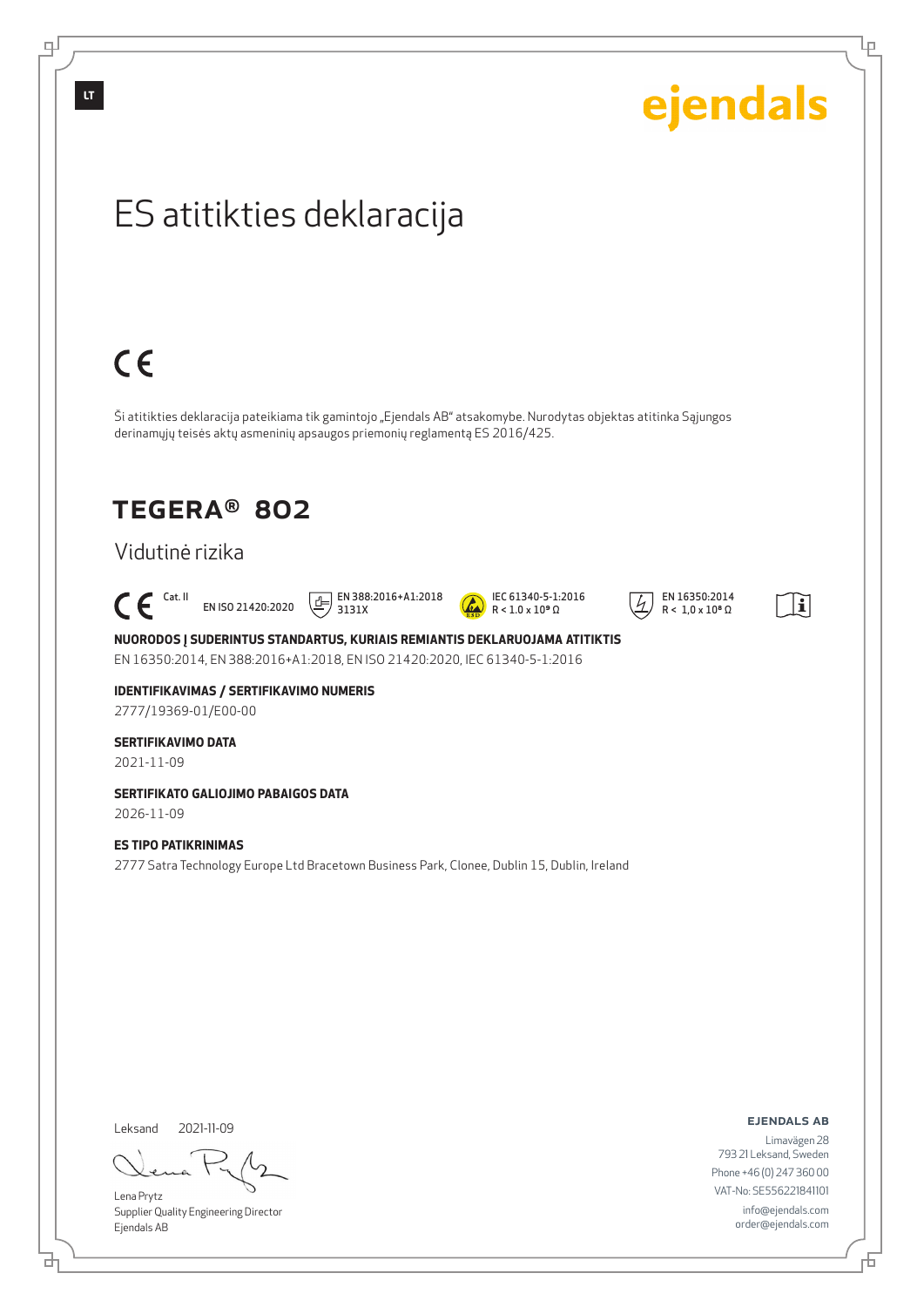ejendals

# ES atitikties deklaracija

CE

Ši atitikties deklaracija pateikiama tik gamintojo „Ejendals AB" atsakomybe. Nurodytas objektas atitinka Sąjungos derinamųjų teisės aktų asmeninių apsaugos priemonių reglamentą ES 2016/425.

## TEGERA® 802

Vidutinė rizika

CE Cat. II EN ISO 21420:2020 EN 388:2016+A1:2018 3131X IEC 61340-5-1:2016 R < 1.0 x 10⁹ Ω EN 16350:2014 R < 1,0 x 10⁸ Ω

**NUORODOS Į SUDERINTUS STANDARTUS, KURIAIS REMIANTIS DEKLARUOJAMA ATITIKTIS**

EN 16350:2014, EN 388:2016+A1:2018, EN ISO 21420:2020, IEC 61340-5-1:2016

**IDENTIFIKAVIMAS / SERTIFIKAVIMO NUMERIS**

2777/19369-01/E00-00

**SERTIFIKAVIMO DATA**

2021-11-09

**SERTIFIKATO GALIOJIMO PABAIGOS DATA**

2026-11-09

**ES TIPO PATIKRINIMAS**

2777 Satra Technology Europe Ltd Bracetown Business Park, Clonee, Dublin 15, Dublin, Ireland

Leksand 2021-11-09

Lena Prytz
Supplier Quality Engineering Director
Ejendals AB

**EJENDALS AB**

Limavägen 28
793 21 Leksand, Sweden
Phone +46 (0) 247 360 00
VAT-No: SE556221841101
info@ejendals.com
order@ejendals.com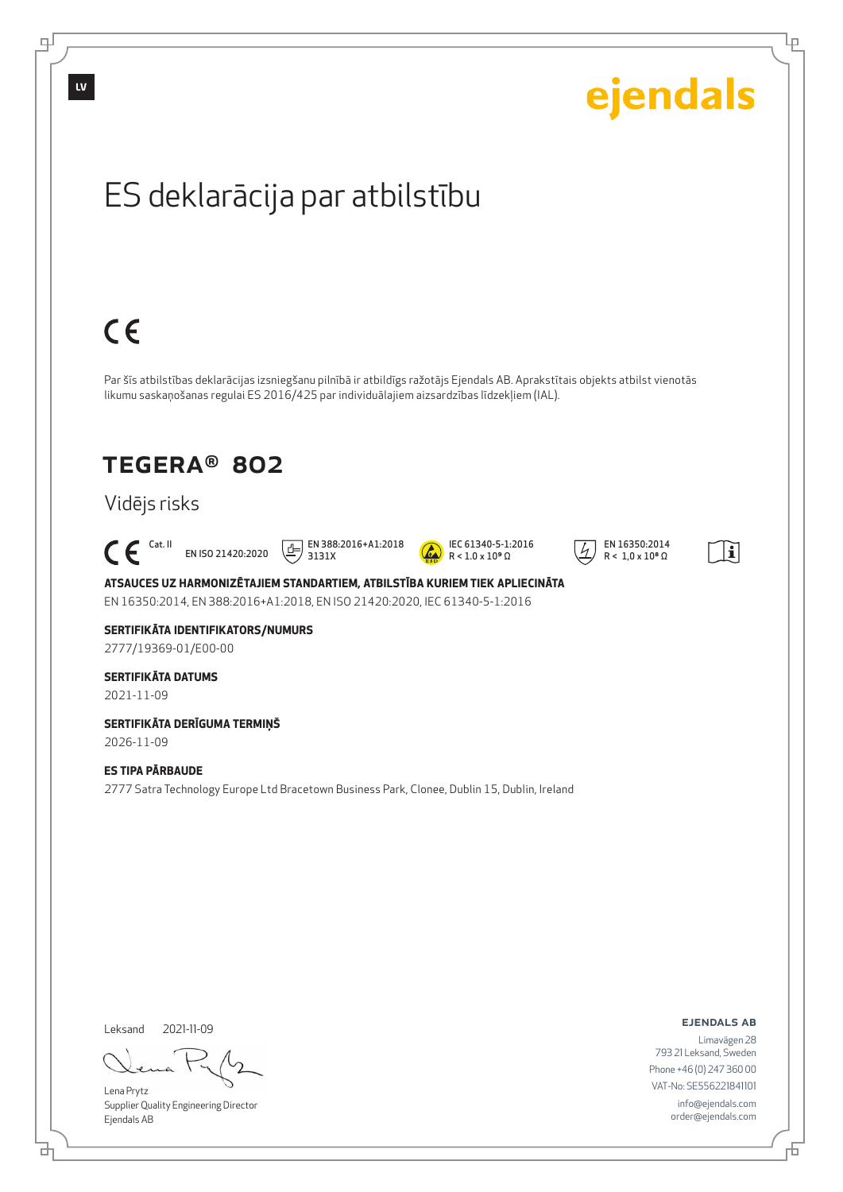LV

ejendals

# ES deklarācija par atbilstību

CE

Par šīs atbilstības deklarācijas izsniegšanu pilnībā ir atbildīgs ražotājs Ejendals AB. Aprakstītais objekts atbilst vienotās likumu saskaņošanas regulai ES 2016/425 par individuālajiem aizsardzības līdzekļiem (IAL).

## TEGERA® 802

Vidējs risks

CE Cat. II EN ISO 21420:2020 EN 388:2016+A1:2018 3131X IEC 61340-5-1:2016 R < 1.0 x $10^9$ Ω EN 16350:2014 R < 1,0 x $10^8$ Ω

**ATSAUCES UZ HARMONIZĒTAJIEM STANDARTIEM, ATBILSTĪBA KURIEM TIEK APLIECINĀTA**
EN 16350:2014, EN 388:2016+A1:2018, EN ISO 21420:2020, IEC 61340-5-1:2016

**SERTIFIKĀTA IDENTIFIKATORS/NUMURS**
2777/19369-01/E00-00

**SERTIFIKĀTA DATUMS**
2021-11-09

**SERTIFIKĀTA DERĪGUMA TERMIŅŠ**
2026-11-09

**ES TIPA PĀRBAUDE**
2777 Satra Technology Europe Ltd Bracetown Business Park, Clonee, Dublin 15, Dublin, Ireland

Leksand 2021-11-09

Lena Prytz
Supplier Quality Engineering Director
Ejendals AB

**EJENDALS AB**
Limavägen 28
793 21 Leksand, Sweden
Phone +46 (0) 247 360 00
VAT-No: SE556221841101
info@ejendals.com
order@ejendals.com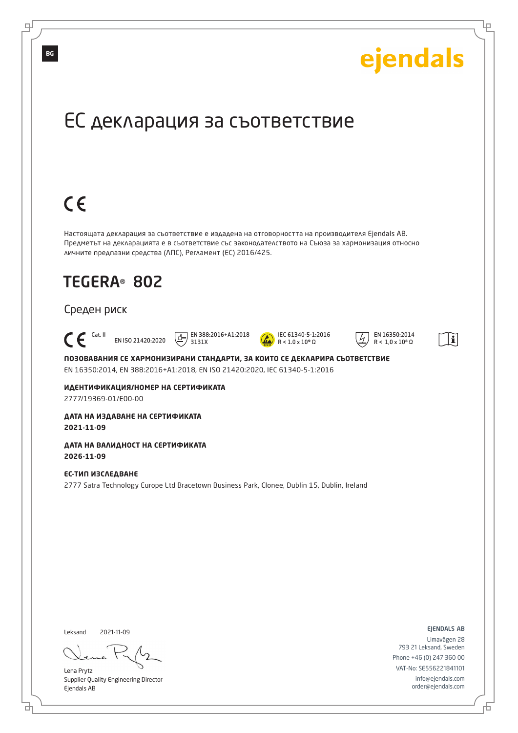BG

ejendals

# ЕС декларация за съответствие

CE

Настоящата декларация за съответствие е издадена на отговорността на производителя Ejendals AB. Предметът на декларацията е в съответствие със законодателството на Съюза за хармонизация относно личните предпазни средства (ЛПС), Регламент (ЕС) 2016/425.

## TEGERA® 802

Среден риск

CE Cat. II | EN ISO 21420:2020 | EN 388:2016+A1:2018 3131X | IEC 61340-5-1:2016 R < 1.0 x 10⁸ Ω | EN 16350:2014 R < 1,0 x 10⁸ Ω

**ПОЗОВАВАНИЯ СЕ ХАРМОНИЗИРАНИ СТАНДАРТИ, ЗА КОИТО СЕ ДЕКЛАРИРА СЪОТВЕТСТВИЕ**
EN 16350:2014, EN 388:2016+A1:2018, EN ISO 21420:2020, IEC 61340-5-1:2016

**ИДЕНТИФИКАЦИЯ/НОМЕР НА СЕРТИФИКАТА**
2777/19369-01/E00-00

**ДАТА НА ИЗДАВАНЕ НА СЕРТИФИКАТА**
**2021-11-09**

**ДАТА НА ВАЛИДНОСТ НА СЕРТИФИКАТА**
**2026-11-09**

**ЕС-ТИП ИЗСЛЕДВАНЕ**
2777 Satra Technology Europe Ltd Bracetown Business Park, Clonee, Dublin 15, Dublin, Ireland

Leksand 2021-11-09

Lena Prytz
Supplier Quality Engineering Director
Ejendals AB

EJENDALS AB
Limavägen 28
793 21 Leksand, Sweden
Phone +46 (0) 247 360 00
VAT-No: SE556221841101
info@ejendals.com
order@ejendals.com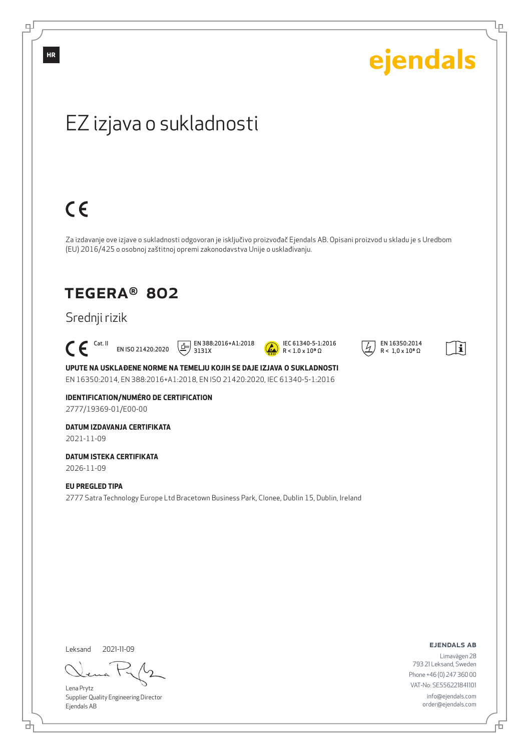HR

ejendals

# EZ izjava o sukladnosti

CE

Za izdavanje ove izjave o sukladnosti odgovoran je isključivo proizvođač Ejendals AB. Opisani proizvod u skladu je s Uredbom (EU) 2016/425 o osobnoj zaštitnoj opremi zakonodavstva Unije o usklađivanju.

## TEGERA® 802

Srednji rizik

CE Cat. II EN ISO 21420:2020 EN 388:2016+A1:2018 3131X IEC 61340-5-1:2016 R < 1.0 x $10^9$ Ω EN 16350:2014 R < 1,0 x $10^8$ Ω

**UPUTE NA USKLAĐENE NORME NA TEMELJU KOJIH SE DAJE IZJAVA O SUKLADNOSTI**

EN 16350:2014, EN 388:2016+A1:2018, EN ISO 21420:2020, IEC 61340-5-1:2016

**IDENTIFICATION/NUMÉRO DE CERTIFICATION**

2777/19369-01/E00-00

**DATUM IZDAVANJA CERTIFIKATA**

2021-11-09

**DATUM ISTEKA CERTIFIKATA**

2026-11-09

**EU PREGLED TIPA**

2777 Satra Technology Europe Ltd Bracetown Business Park, Clonee, Dublin 15, Dublin, Ireland

Leksand 2021-11-09

Lena Prytz
Supplier Quality Engineering Director
Ejendals AB

**EJENDALS AB**

Limavägen 28
793 21 Leksand, Sweden
Phone +46 (0) 247 360 00
VAT-No: SE556221841101
info@ejendals.com
order@ejendals.com